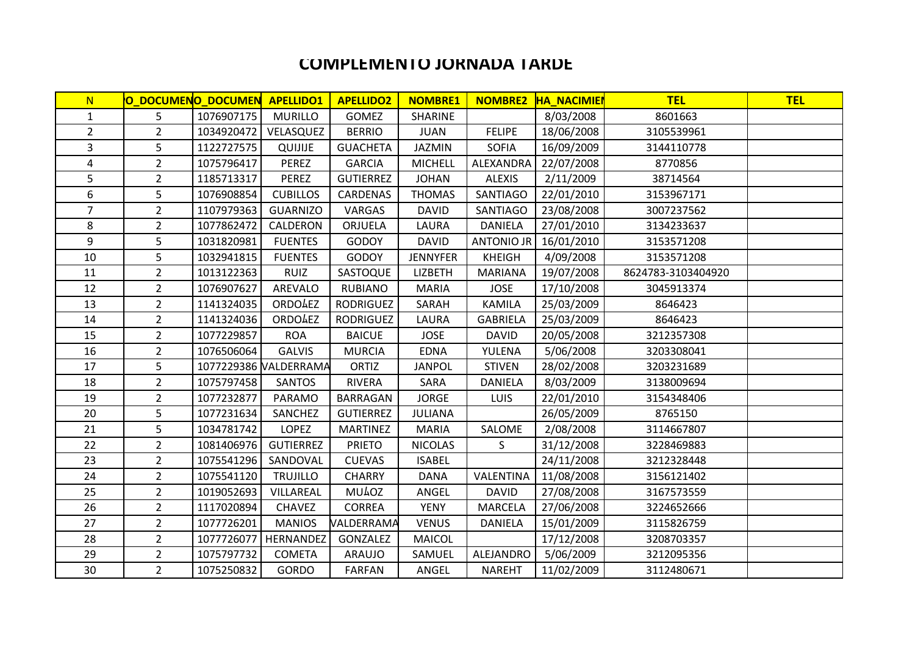# COMPLEMENTO JORNADA TARDE

| N | O_DOCUMEN | O_DOCUMEN | APELLIDO1 | APELLIDO2 | NOMBRE1 | NOMBRE2 | HA_NACIMIEN | TEL | TEL |
|---|---|---|---|---|---|---|---|---|---|
| 1 | 5 | 1076907175 | MURILLO | GOMEZ | SHARINE | | 8/03/2008 | 8601663 | |
| 2 | 2 | 1034920472 | VELASQUEZ | BERRIO | JUAN | FELIPE | 18/06/2008 | 3105539961 | |
| 3 | 5 | 1122727575 | QUIJIJE | GUACHETA | JAZMIN | SOFIA | 16/09/2009 | 3144110778 | |
| 4 | 2 | 1075796417 | PEREZ | GARCIA | MICHELL | ALEXANDRA | 22/07/2008 | 8770856 | |
| 5 | 2 | 1185713317 | PEREZ | GUTIERREZ | JOHAN | ALEXIS | 2/11/2009 | 38714564 | |
| 6 | 5 | 1076908854 | CUBILLOS | CARDENAS | THOMAS | SANTIAGO | 22/01/2010 | 3153967171 | |
| 7 | 2 | 1107979363 | GUARNIZO | VARGAS | DAVID | SANTIAGO | 23/08/2008 | 3007237562 | |
| 8 | 2 | 1077862472 | CALDERON | ORJUELA | LAURA | DANIELA | 27/01/2010 | 3134233637 | |
| 9 | 5 | 1031820981 | FUENTES | GODOY | DAVID | ANTONIO JR | 16/01/2010 | 3153571208 | |
| 10 | 5 | 1032941815 | FUENTES | GODOY | JENNYFER | KHEIGH | 4/09/2008 | 3153571208 | |
| 11 | 2 | 1013122363 | RUIZ | SASTOQUE | LIZBETH | MARIANA | 19/07/2008 | 8624783-3103404920 | |
| 12 | 2 | 1076907627 | AREVALO | RUBIANO | MARIA | JOSE | 17/10/2008 | 3045913374 | |
| 13 | 2 | 1141324035 | ORDO┘EZ | RODRIGUEZ | SARAH | KAMILA | 25/03/2009 | 8646423 | |
| 14 | 2 | 1141324036 | ORDO┘EZ | RODRIGUEZ | LAURA | GABRIELA | 25/03/2009 | 8646423 | |
| 15 | 2 | 1077229857 | ROA | BAICUE | JOSE | DAVID | 20/05/2008 | 3212357308 | |
| 16 | 2 | 1076506064 | GALVIS | MURCIA | EDNA | YULENA | 5/06/2008 | 3203308041 | |
| 17 | 5 | 1077229386 | VALDERRAMA | ORTIZ | JANPOL | STIVEN | 28/02/2008 | 3203231689 | |
| 18 | 2 | 1075797458 | SANTOS | RIVERA | SARA | DANIELA | 8/03/2009 | 3138009694 | |
| 19 | 2 | 1077232877 | PARAMO | BARRAGAN | JORGE | LUIS | 22/01/2010 | 3154348406 | |
| 20 | 5 | 1077231634 | SANCHEZ | GUTIERREZ | JULIANA | | 26/05/2009 | 8765150 | |
| 21 | 5 | 1034781742 | LOPEZ | MARTINEZ | MARIA | SALOME | 2/08/2008 | 3114667807 | |
| 22 | 2 | 1081406976 | GUTIERREZ | PRIETO | NICOLAS | S | 31/12/2008 | 3228469883 | |
| 23 | 2 | 1075541296 | SANDOVAL | CUEVAS | ISABEL | | 24/11/2008 | 3212328448 | |
| 24 | 2 | 1075541120 | TRUJILLO | CHARRY | DANA | VALENTINA | 11/08/2008 | 3156121402 | |
| 25 | 2 | 1019052693 | VILLAREAL | MU┘OZ | ANGEL | DAVID | 27/08/2008 | 3167573559 | |
| 26 | 2 | 1117020894 | CHAVEZ | CORREA | YENY | MARCELA | 27/06/2008 | 3224652666 | |
| 27 | 2 | 1077726201 | MANIOS | VALDERRAMA | VENUS | DANIELA | 15/01/2009 | 3115826759 | |
| 28 | 2 | 1077726077 | HERNANDEZ | GONZALEZ | MAICOL | | 17/12/2008 | 3208703357 | |
| 29 | 2 | 1075797732 | COMETA | ARAUJO | SAMUEL | ALEJANDRO | 5/06/2009 | 3212095356 | |
| 30 | 2 | 1075250832 | GORDO | FARFAN | ANGEL | NAREHT | 11/02/2009 | 3112480671 | |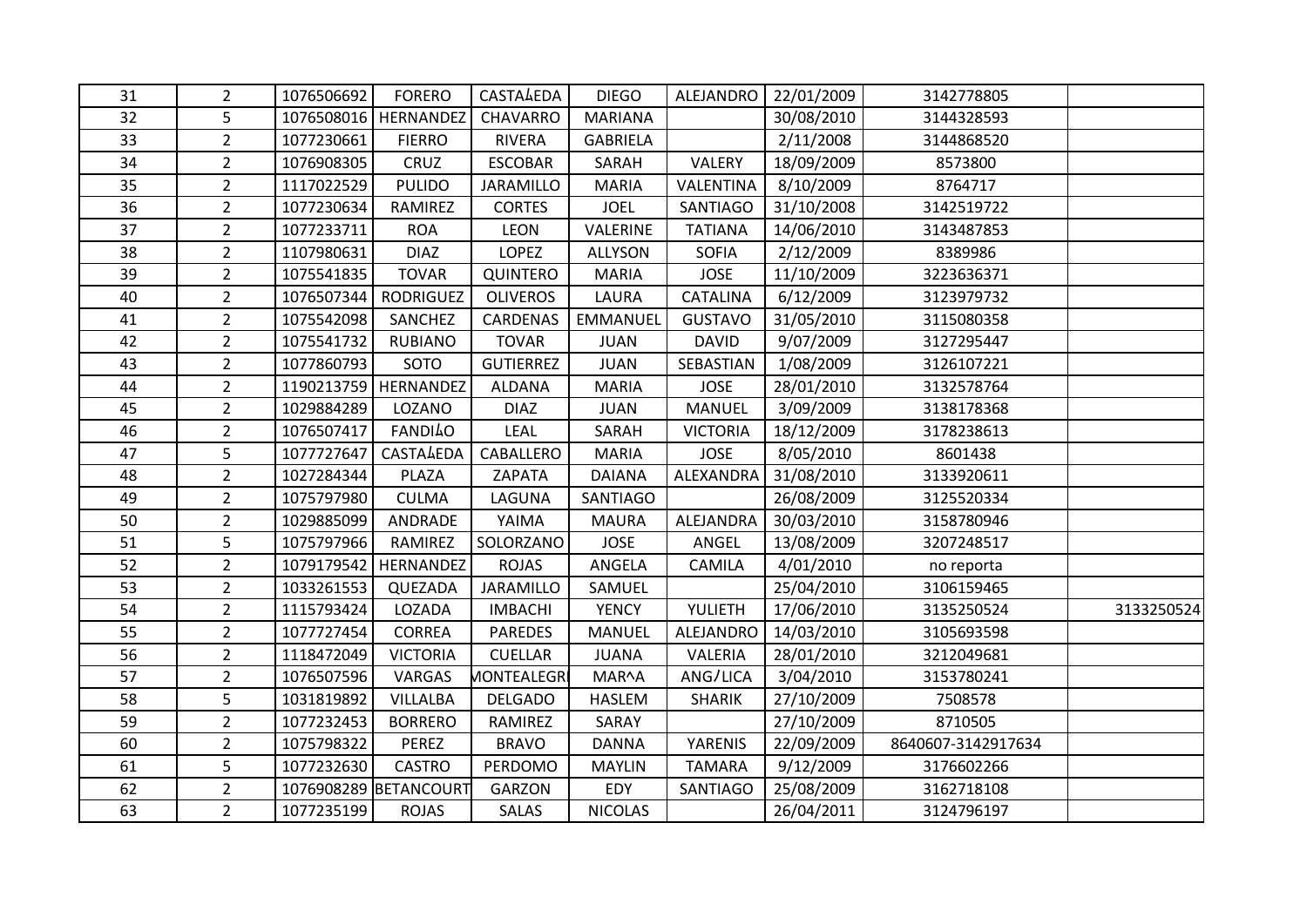| 31 | 2 | 1076506692 | FORERO | CASTAĺEDA | DIEGO | ALEJANDRO | 22/01/2009 | 3142778805 | |
|---|---|---|---|---|---|---|---|---|---|
| 32 | 5 | 1076508016 | HERNANDEZ | CHAVARRO | MARIANA | | 30/08/2010 | 3144328593 | |
| 33 | 2 | 1077230661 | FIERRO | RIVERA | GABRIELA | | 2/11/2008 | 3144868520 | |
| 34 | 2 | 1076908305 | CRUZ | ESCOBAR | SARAH | VALERY | 18/09/2009 | 8573800 | |
| 35 | 2 | 1117022529 | PULIDO | JARAMILLO | MARIA | VALENTINA | 8/10/2009 | 8764717 | |
| 36 | 2 | 1077230634 | RAMIREZ | CORTES | JOEL | SANTIAGO | 31/10/2008 | 3142519722 | |
| 37 | 2 | 1077233711 | ROA | LEON | VALERINE | TATIANA | 14/06/2010 | 3143487853 | |
| 38 | 2 | 1107980631 | DIAZ | LOPEZ | ALLYSON | SOFIA | 2/12/2009 | 8389986 | |
| 39 | 2 | 1075541835 | TOVAR | QUINTERO | MARIA | JOSE | 11/10/2009 | 3223636371 | |
| 40 | 2 | 1076507344 | RODRIGUEZ | OLIVEROS | LAURA | CATALINA | 6/12/2009 | 3123979732 | |
| 41 | 2 | 1075542098 | SANCHEZ | CARDENAS | EMMANUEL | GUSTAVO | 31/05/2010 | 3115080358 | |
| 42 | 2 | 1075541732 | RUBIANO | TOVAR | JUAN | DAVID | 9/07/2009 | 3127295447 | |
| 43 | 2 | 1077860793 | SOTO | GUTIERREZ | JUAN | SEBASTIAN | 1/08/2009 | 3126107221 | |
| 44 | 2 | 1190213759 | HERNANDEZ | ALDANA | MARIA | JOSE | 28/01/2010 | 3132578764 | |
| 45 | 2 | 1029884289 | LOZANO | DIAZ | JUAN | MANUEL | 3/09/2009 | 3138178368 | |
| 46 | 2 | 1076507417 | FANDIĺO | LEAL | SARAH | VICTORIA | 18/12/2009 | 3178238613 | |
| 47 | 5 | 1077727647 | CASTAĺEDA | CABALLERO | MARIA | JOSE | 8/05/2010 | 8601438 | |
| 48 | 2 | 1027284344 | PLAZA | ZAPATA | DAIANA | ALEXANDRA | 31/08/2010 | 3133920611 | |
| 49 | 2 | 1075797980 | CULMA | LAGUNA | SANTIAGO | | 26/08/2009 | 3125520334 | |
| 50 | 2 | 1029885099 | ANDRADE | YAIMA | MAURA | ALEJANDRA | 30/03/2010 | 3158780946 | |
| 51 | 5 | 1075797966 | RAMIREZ | SOLORZANO | JOSE | ANGEL | 13/08/2009 | 3207248517 | |
| 52 | 2 | 1079179542 | HERNANDEZ | ROJAS | ANGELA | CAMILA | 4/01/2010 | no reporta | |
| 53 | 2 | 1033261553 | QUEZADA | JARAMILLO | SAMUEL | | 25/04/2010 | 3106159465 | |
| 54 | 2 | 1115793424 | LOZADA | IMBACHI | YENCY | YULIETH | 17/06/2010 | 3135250524 | 3133250524 |
| 55 | 2 | 1077727454 | CORREA | PAREDES | MANUEL | ALEJANDRO | 14/03/2010 | 3105693598 | |
| 56 | 2 | 1118472049 | VICTORIA | CUELLAR | JUANA | VALERIA | 28/01/2010 | 3212049681 | |
| 57 | 2 | 1076507596 | VARGAS | MONTEALEGRI | MAR^A | ANG/LICA | 3/04/2010 | 3153780241 | |
| 58 | 5 | 1031819892 | VILLALBA | DELGADO | HASLEM | SHARIK | 27/10/2009 | 7508578 | |
| 59 | 2 | 1077232453 | BORRERO | RAMIREZ | SARAY | | 27/10/2009 | 8710505 | |
| 60 | 2 | 1075798322 | PEREZ | BRAVO | DANNA | YARENIS | 22/09/2009 | 8640607-3142917634 | |
| 61 | 5 | 1077232630 | CASTRO | PERDOMO | MAYLIN | TAMARA | 9/12/2009 | 3176602266 | |
| 62 | 2 | 1076908289 | BETANCOURT | GARZON | EDY | SANTIAGO | 25/08/2009 | 3162718108 | |
| 63 | 2 | 1077235199 | ROJAS | SALAS | NICOLAS | | 26/04/2011 | 3124796197 | |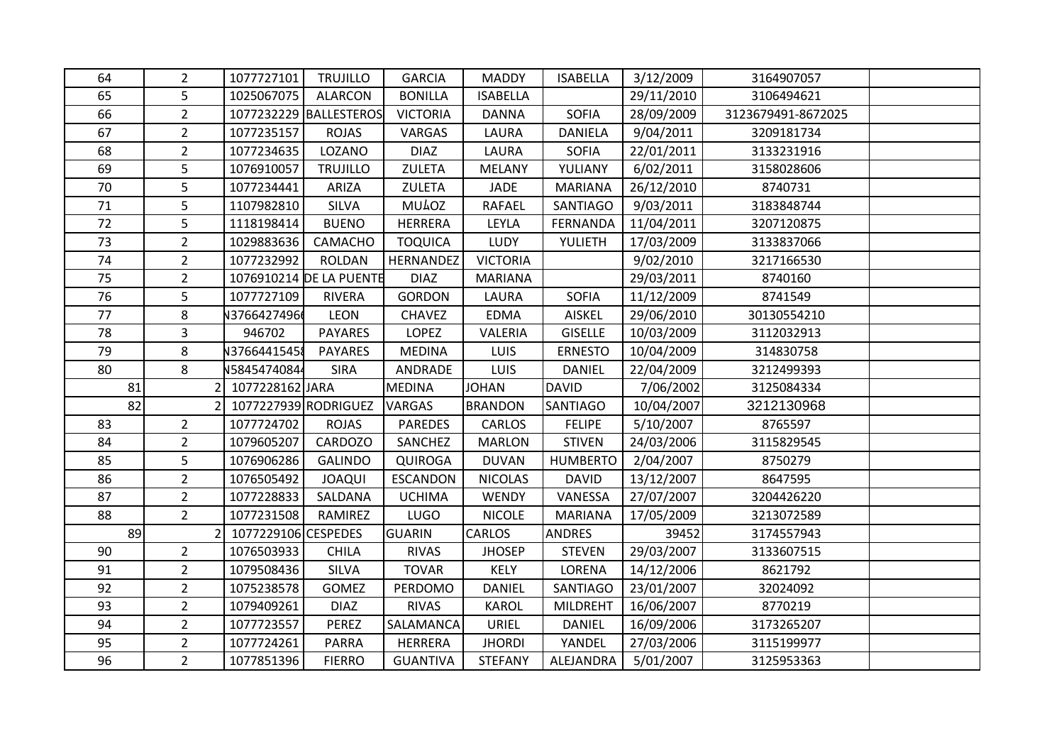| 64 | 2 | 1077727101 | TRUJILLO | GARCIA | MADDY | ISABELLA | 3/12/2009 | 3164907057 | |
|---|---|---|---|---|---|---|---|---|---|
| 65 | 5 | 1025067075 | ALARCON | BONILLA | ISABELLA | | 29/11/2010 | 3106494621 | |
| 66 | 2 | 1077232229 | BALLESTEROS | VICTORIA | DANNA | SOFIA | 28/09/2009 | 3123679491-8672025 | |
| 67 | 2 | 1077235157 | ROJAS | VARGAS | LAURA | DANIELA | 9/04/2011 | 3209181734 | |
| 68 | 2 | 1077234635 | LOZANO | DIAZ | LAURA | SOFIA | 22/01/2011 | 3133231916 | |
| 69 | 5 | 1076910057 | TRUJILLO | ZULETA | MELANY | YULIANY | 6/02/2011 | 3158028606 | |
| 70 | 5 | 1077234441 | ARIZA | ZULETA | JADE | MARIANA | 26/12/2010 | 8740731 | |
| 71 | 5 | 1107982810 | SILVA | MU┘OZ | RAFAEL | SANTIAGO | 9/03/2011 | 3183848744 | |
| 72 | 5 | 1118198414 | BUENO | HERRERA | LEYLA | FERNANDA | 11/04/2011 | 3207120875 | |
| 73 | 2 | 1029883636 | CAMACHO | TOQUICA | LUDY | YULIETH | 17/03/2009 | 3133837066 | |
| 74 | 2 | 1077232992 | ROLDAN | HERNANDEZ | VICTORIA | | 9/02/2010 | 3217166530 | |
| 75 | 2 | 1076910214 | DE LA PUENTE | DIAZ | MARIANA | | 29/03/2011 | 8740160 | |
| 76 | 5 | 1077727109 | RIVERA | GORDON | LAURA | SOFIA | 11/12/2009 | 8741549 | |
| 77 | 8 | V37664274966 | LEON | CHAVEZ | EDMA | AISKEL | 29/06/2010 | 30130554210 | |
| 78 | 3 | 946702 | PAYARES | LOPEZ | VALERIA | GISELLE | 10/03/2009 | 3112032913 | |
| 79 | 8 | V37664415458 | PAYARES | MEDINA | LUIS | ERNESTO | 10/04/2009 | 314830758 | |
| 80 | 8 | V58454740844 | SIRA | ANDRADE | LUIS | DANIEL | 22/04/2009 | 3212499393 | |
| 81 | 2 | 1077228162 | JARA | MEDINA | JOHAN | DAVID | 7/06/2002 | 3125084334 | |
| 82 | 2 | 1077227939 | RODRIGUEZ | VARGAS | BRANDON | SANTIAGO | 10/04/2007 | 3212130968 | |
| 83 | 2 | 1077724702 | ROJAS | PAREDES | CARLOS | FELIPE | 5/10/2007 | 8765597 | |
| 84 | 2 | 1079605207 | CARDOZO | SANCHEZ | MARLON | STIVEN | 24/03/2006 | 3115829545 | |
| 85 | 5 | 1076906286 | GALINDO | QUIROGA | DUVAN | HUMBERTO | 2/04/2007 | 8750279 | |
| 86 | 2 | 1076505492 | JOAQUI | ESCANDON | NICOLAS | DAVID | 13/12/2007 | 8647595 | |
| 87 | 2 | 1077228833 | SALDANA | UCHIMA | WENDY | VANESSA | 27/07/2007 | 3204426220 | |
| 88 | 2 | 1077231508 | RAMIREZ | LUGO | NICOLE | MARIANA | 17/05/2009 | 3213072589 | |
| 89 | 2 | 1077229106 | CESPEDES | GUARIN | CARLOS | ANDRES | 39452 | 3174557943 | |
| 90 | 2 | 1076503933 | CHILA | RIVAS | JHOSEP | STEVEN | 29/03/2007 | 3133607515 | |
| 91 | 2 | 1079508436 | SILVA | TOVAR | KELY | LORENA | 14/12/2006 | 8621792 | |
| 92 | 2 | 1075238578 | GOMEZ | PERDOMO | DANIEL | SANTIAGO | 23/01/2007 | 32024092 | |
| 93 | 2 | 1079409261 | DIAZ | RIVAS | KAROL | MILDREHT | 16/06/2007 | 8770219 | |
| 94 | 2 | 1077723557 | PEREZ | SALAMANCA | URIEL | DANIEL | 16/09/2006 | 3173265207 | |
| 95 | 2 | 1077724261 | PARRA | HERRERA | JHORDI | YANDEL | 27/03/2006 | 3115199977 | |
| 96 | 2 | 1077851396 | FIERRO | GUANTIVA | STEFANY | ALEJANDRA | 5/01/2007 | 3125953363 | |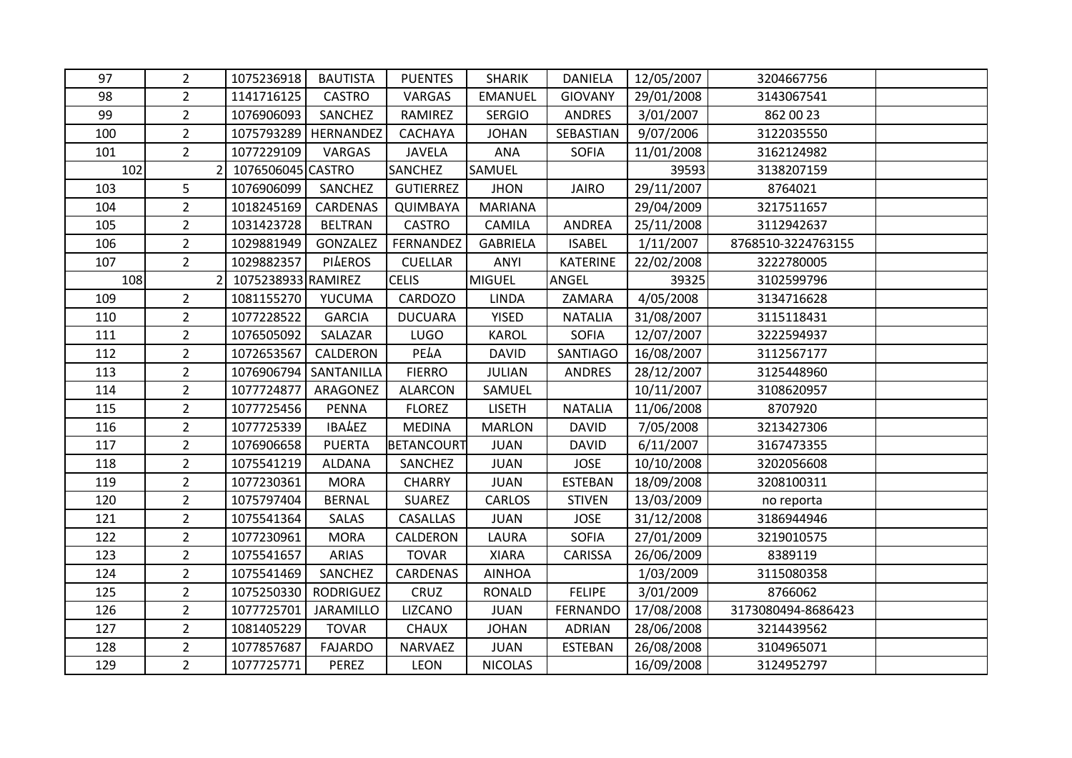| 97 | 2 | 1075236918 | BAUTISTA | PUENTES | SHARIK | DANIELA | 12/05/2007 | 3204667756 | |
|---|---|---|---|---|---|---|---|---|---|
| 98 | 2 | 1141716125 | CASTRO | VARGAS | EMANUEL | GIOVANY | 29/01/2008 | 3143067541 | |
| 99 | 2 | 1076906093 | SANCHEZ | RAMIREZ | SERGIO | ANDRES | 3/01/2007 | 862 00 23 | |
| 100 | 2 | 1075793289 | HERNANDEZ | CACHAYA | JOHAN | SEBASTIAN | 9/07/2006 | 3122035550 | |
| 101 | 2 | 1077229109 | VARGAS | JAVELA | ANA | SOFIA | 11/01/2008 | 3162124982 | |
| 102 | 2 | 1076506045 | CASTRO | SANCHEZ | SAMUEL | | 39593 | 3138207159 | |
| 103 | 5 | 1076906099 | SANCHEZ | GUTIERREZ | JHON | JAIRO | 29/11/2007 | 8764021 | |
| 104 | 2 | 1018245169 | CARDENAS | QUIMBAYA | MARIANA | | 29/04/2009 | 3217511657 | |
| 105 | 2 | 1031423728 | BELTRAN | CASTRO | CAMILA | ANDREA | 25/11/2008 | 3112942637 | |
| 106 | 2 | 1029881949 | GONZALEZ | FERNANDEZ | GABRIELA | ISABEL | 1/11/2007 | 8768510-3224763155 | |
| 107 | 2 | 1029882357 | PI¿EROS | CUELLAR | ANYI | KATERINE | 22/02/2008 | 3222780005 | |
| 108 | 2 | 1075238933 | RAMIREZ | CELIS | MIGUEL | ANGEL | 39325 | 3102599796 | |
| 109 | 2 | 1081155270 | YUCUMA | CARDOZO | LINDA | ZAMARA | 4/05/2008 | 3134716628 | |
| 110 | 2 | 1077228522 | GARCIA | DUCUARA | YISED | NATALIA | 31/08/2007 | 3115118431 | |
| 111 | 2 | 1076505092 | SALAZAR | LUGO | KAROL | SOFIA | 12/07/2007 | 3222594937 | |
| 112 | 2 | 1072653567 | CALDERON | PE¿A | DAVID | SANTIAGO | 16/08/2007 | 3112567177 | |
| 113 | 2 | 1076906794 | SANTANILLA | FIERRO | JULIAN | ANDRES | 28/12/2007 | 3125448960 | |
| 114 | 2 | 1077724877 | ARAGONEZ | ALARCON | SAMUEL | | 10/11/2007 | 3108620957 | |
| 115 | 2 | 1077725456 | PENNA | FLOREZ | LISETH | NATALIA | 11/06/2008 | 8707920 | |
| 116 | 2 | 1077725339 | IBA¿EZ | MEDINA | MARLON | DAVID | 7/05/2008 | 3213427306 | |
| 117 | 2 | 1076906658 | PUERTA | BETANCOURT | JUAN | DAVID | 6/11/2007 | 3167473355 | |
| 118 | 2 | 1075541219 | ALDANA | SANCHEZ | JUAN | JOSE | 10/10/2008 | 3202056608 | |
| 119 | 2 | 1077230361 | MORA | CHARRY | JUAN | ESTEBAN | 18/09/2008 | 3208100311 | |
| 120 | 2 | 1075797404 | BERNAL | SUAREZ | CARLOS | STIVEN | 13/03/2009 | no reporta | |
| 121 | 2 | 1075541364 | SALAS | CASALLAS | JUAN | JOSE | 31/12/2008 | 3186944946 | |
| 122 | 2 | 1077230961 | MORA | CALDERON | LAURA | SOFIA | 27/01/2009 | 3219010575 | |
| 123 | 2 | 1075541657 | ARIAS | TOVAR | XIARA | CARISSA | 26/06/2009 | 8389119 | |
| 124 | 2 | 1075541469 | SANCHEZ | CARDENAS | AINHOA | | 1/03/2009 | 3115080358 | |
| 125 | 2 | 1075250330 | RODRIGUEZ | CRUZ | RONALD | FELIPE | 3/01/2009 | 8766062 | |
| 126 | 2 | 1077725701 | JARAMILLO | LIZCANO | JUAN | FERNANDO | 17/08/2008 | 3173080494-8686423 | |
| 127 | 2 | 1081405229 | TOVAR | CHAUX | JOHAN | ADRIAN | 28/06/2008 | 3214439562 | |
| 128 | 2 | 1077857687 | FAJARDO | NARVAEZ | JUAN | ESTEBAN | 26/08/2008 | 3104965071 | |
| 129 | 2 | 1077725771 | PEREZ | LEON | NICOLAS | | 16/09/2008 | 3124952797 | |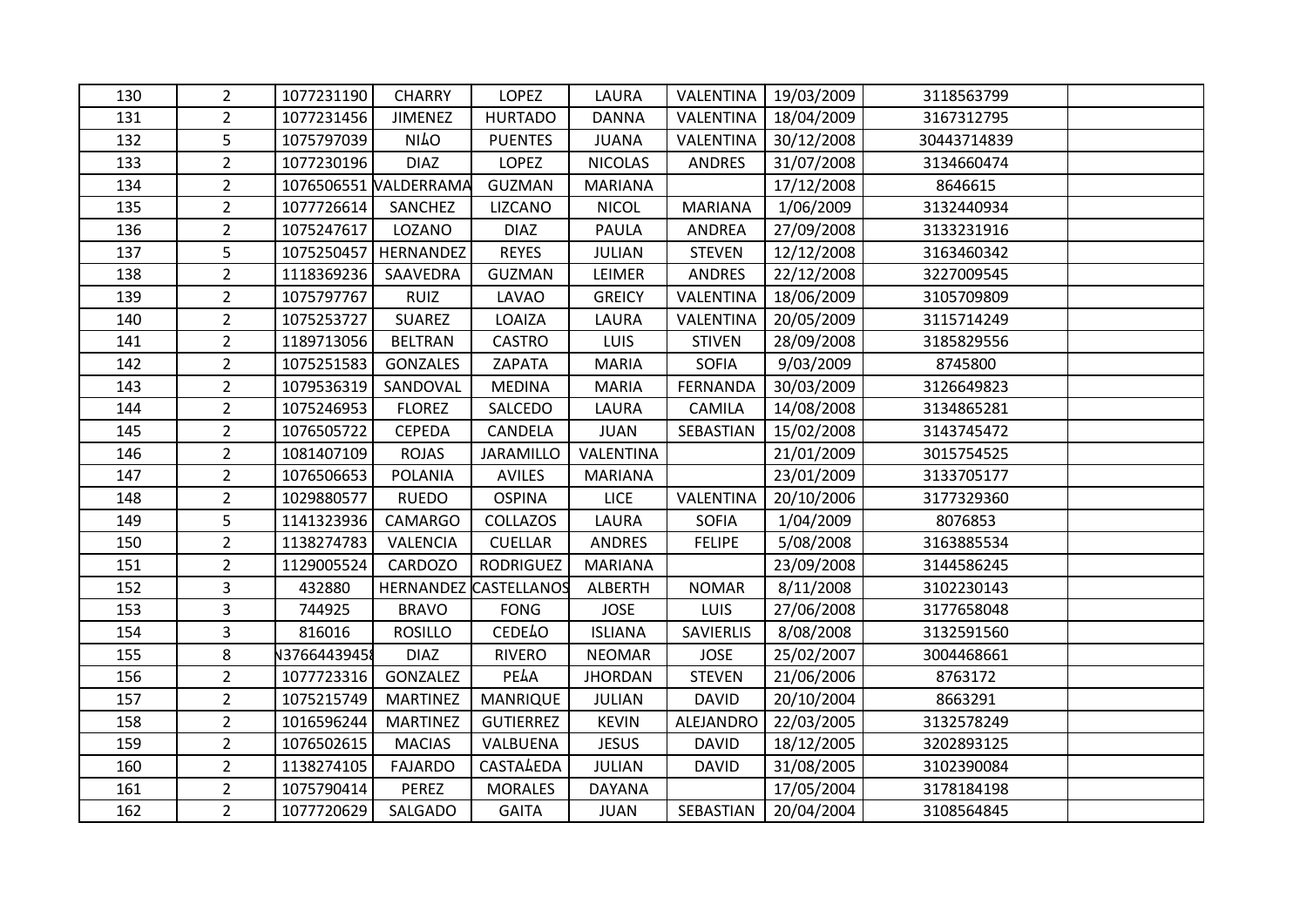| 130 | 2 | 1077231190 | CHARRY | LOPEZ | LAURA | VALENTINA | 19/03/2009 | 3118563799 | |
|---|---|---|---|---|---|---|---|---|---|
| 131 | 2 | 1077231456 | JIMENEZ | HURTADO | DANNA | VALENTINA | 18/04/2009 | 3167312795 | |
| 132 | 5 | 1075797039 | NI߀O | PUENTES | JUANA | VALENTINA | 30/12/2008 | 30443714839 | |
| 133 | 2 | 1077230196 | DIAZ | LOPEZ | NICOLAS | ANDRES | 31/07/2008 | 3134660474 | |
| 134 | 2 | 1076506551 | VALDERRAMA | GUZMAN | MARIANA | | 17/12/2008 | 8646615 | |
| 135 | 2 | 1077726614 | SANCHEZ | LIZCANO | NICOL | MARIANA | 1/06/2009 | 3132440934 | |
| 136 | 2 | 1075247617 | LOZANO | DIAZ | PAULA | ANDREA | 27/09/2008 | 3133231916 | |
| 137 | 5 | 1075250457 | HERNANDEZ | REYES | JULIAN | STEVEN | 12/12/2008 | 3163460342 | |
| 138 | 2 | 1118369236 | SAAVEDRA | GUZMAN | LEIMER | ANDRES | 22/12/2008 | 3227009545 | |
| 139 | 2 | 1075797767 | RUIZ | LAVAO | GREICY | VALENTINA | 18/06/2009 | 3105709809 | |
| 140 | 2 | 1075253727 | SUAREZ | LOAIZA | LAURA | VALENTINA | 20/05/2009 | 3115714249 | |
| 141 | 2 | 1189713056 | BELTRAN | CASTRO | LUIS | STIVEN | 28/09/2008 | 3185829556 | |
| 142 | 2 | 1075251583 | GONZALES | ZAPATA | MARIA | SOFIA | 9/03/2009 | 8745800 | |
| 143 | 2 | 1079536319 | SANDOVAL | MEDINA | MARIA | FERNANDA | 30/03/2009 | 3126649823 | |
| 144 | 2 | 1075246953 | FLOREZ | SALCEDO | LAURA | CAMILA | 14/08/2008 | 3134865281 | |
| 145 | 2 | 1076505722 | CEPEDA | CANDELA | JUAN | SEBASTIAN | 15/02/2008 | 3143745472 | |
| 146 | 2 | 1081407109 | ROJAS | JARAMILLO | VALENTINA | | 21/01/2009 | 3015754525 | |
| 147 | 2 | 1076506653 | POLANIA | AVILES | MARIANA | | 23/01/2009 | 3133705177 | |
| 148 | 2 | 1029880577 | RUEDO | OSPINA | LICE | VALENTINA | 20/10/2006 | 3177329360 | |
| 149 | 5 | 1141323936 | CAMARGO | COLLAZOS | LAURA | SOFIA | 1/04/2009 | 8076853 | |
| 150 | 2 | 1138274783 | VALENCIA | CUELLAR | ANDRES | FELIPE | 5/08/2008 | 3163885534 | |
| 151 | 2 | 1129005524 | CARDOZO | RODRIGUEZ | MARIANA | | 23/09/2008 | 3144586245 | |
| 152 | 3 | 432880 | HERNANDEZ | CASTELLANOS | ALBERTH | NOMAR | 8/11/2008 | 3102230143 | |
| 153 | 3 | 744925 | BRAVO | FONG | JOSE | LUIS | 27/06/2008 | 3177658048 | |
| 154 | 3 | 816016 | ROSILLO | CEDE߀O | ISLIANA | SAVIERLIS | 8/08/2008 | 3132591560 | |
| 155 | 8 | V37664439458 | DIAZ | RIVERO | NEOMAR | JOSE | 25/02/2007 | 3004468661 | |
| 156 | 2 | 1077723316 | GONZALEZ | PE߀A | JHORDAN | STEVEN | 21/06/2006 | 8763172 | |
| 157 | 2 | 1075215749 | MARTINEZ | MANRIQUE | JULIAN | DAVID | 20/10/2004 | 8663291 | |
| 158 | 2 | 1016596244 | MARTINEZ | GUTIERREZ | KEVIN | ALEJANDRO | 22/03/2005 | 3132578249 | |
| 159 | 2 | 1076502615 | MACIAS | VALBUENA | JESUS | DAVID | 18/12/2005 | 3202893125 | |
| 160 | 2 | 1138274105 | FAJARDO | CASTA߀EDA | JULIAN | DAVID | 31/08/2005 | 3102390084 | |
| 161 | 2 | 1075790414 | PEREZ | MORALES | DAYANA | | 17/05/2004 | 3178184198 | |
| 162 | 2 | 1077720629 | SALGADO | GAITA | JUAN | SEBASTIAN | 20/04/2004 | 3108564845 | |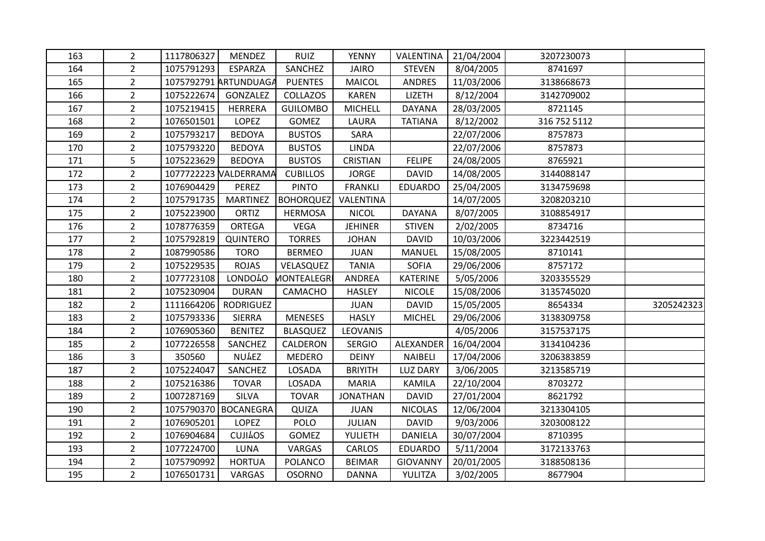| 163 | 2 | 1117806327 | MENDEZ | RUIZ | YENNY | VALENTINA | 21/04/2004 | 3207230073 | |
|---|---|---|---|---|---|---|---|---|---|
| 164 | 2 | 1075791293 | ESPARZA | SANCHEZ | JAIRO | STEVEN | 8/04/2005 | 8741697 | |
| 165 | 2 | 1075792791 | ARTUNDUAGA | PUENTES | MAICOL | ANDRES | 11/03/2006 | 3138668673 | |
| 166 | 2 | 1075222674 | GONZALEZ | COLLAZOS | KAREN | LIZETH | 8/12/2004 | 3142709002 | |
| 167 | 2 | 1075219415 | HERRERA | GUILOMBO | MICHELL | DAYANA | 28/03/2005 | 8721145 | |
| 168 | 2 | 1076501501 | LOPEZ | GOMEZ | LAURA | TATIANA | 8/12/2002 | 316 752 5112 | |
| 169 | 2 | 1075793217 | BEDOYA | BUSTOS | SARA | | 22/07/2006 | 8757873 | |
| 170 | 2 | 1075793220 | BEDOYA | BUSTOS | LINDA | | 22/07/2006 | 8757873 | |
| 171 | 5 | 1075223629 | BEDOYA | BUSTOS | CRISTIAN | FELIPE | 24/08/2005 | 8765921 | |
| 172 | 2 | 1077722223 | VALDERRAMA | CUBILLOS | JORGE | DAVID | 14/08/2005 | 3144088147 | |
| 173 | 2 | 1076904429 | PEREZ | PINTO | FRANKLI | EDUARDO | 25/04/2005 | 3134759698 | |
| 174 | 2 | 1075791735 | MARTINEZ | BOHORQUEZ | VALENTINA | | 14/07/2005 | 3208203210 | |
| 175 | 2 | 1075223900 | ORTIZ | HERMOSA | NICOL | DAYANA | 8/07/2005 | 3108854917 | |
| 176 | 2 | 1078776359 | ORTEGA | VEGA | JEHINER | STIVEN | 2/02/2005 | 8734716 | |
| 177 | 2 | 1075792819 | QUINTERO | TORRES | JOHAN | DAVID | 10/03/2006 | 3223442519 | |
| 178 | 2 | 1087990586 | TORO | BERMEO | JUAN | MANUEL | 15/08/2005 | 8710141 | |
| 179 | 2 | 1075229535 | ROJAS | VELASQUEZ | TANIA | SOFIA | 29/06/2006 | 8757172 | |
| 180 | 2 | 1077723108 | LONDOÁO | MONTEALEGRE | ANDREA | KATERINE | 5/05/2006 | 3203355529 | |
| 181 | 2 | 1075230904 | DURAN | CAMACHO | HASLEY | NICOLE | 15/08/2006 | 3135745020 | |
| 182 | 2 | 1111664206 | RODRIGUEZ | | JUAN | DAVID | 15/05/2005 | 8654334 | 3205242323 |
| 183 | 2 | 1075793336 | SIERRA | MENESES | HASLY | MICHEL | 29/06/2006 | 3138309758 | |
| 184 | 2 | 1076905360 | BENITEZ | BLASQUEZ | LEOVANIS | | 4/05/2006 | 3157537175 | |
| 185 | 2 | 1077226558 | SANCHEZ | CALDERON | SERGIO | ALEXANDER | 16/04/2004 | 3134104236 | |
| 186 | 3 | 350560 | NUÁEZ | MEDERO | DEINY | NAIBELI | 17/04/2006 | 3206383859 | |
| 187 | 2 | 1075224047 | SANCHEZ | LOSADA | BRIYITH | LUZ DARY | 3/06/2005 | 3213585719 | |
| 188 | 2 | 1075216386 | TOVAR | LOSADA | MARIA | KAMILA | 22/10/2004 | 8703272 | |
| 189 | 2 | 1007287169 | SILVA | TOVAR | JONATHAN | DAVID | 27/01/2004 | 8621792 | |
| 190 | 2 | 1075790370 | BOCANEGRA | QUIZA | JUAN | NICOLAS | 12/06/2004 | 3213304105 | |
| 191 | 2 | 1076905201 | LOPEZ | POLO | JULIAN | DAVID | 9/03/2006 | 3203008122 | |
| 192 | 2 | 1076904684 | CUJIÁOS | GOMEZ | YULIETH | DANIELA | 30/07/2004 | 8710395 | |
| 193 | 2 | 1077224700 | LUNA | VARGAS | CARLOS | EDUARDO | 5/11/2004 | 3172133763 | |
| 194 | 2 | 1075790992 | HORTUA | POLANCO | BEIMAR | GIOVANNY | 20/01/2005 | 3188508136 | |
| 195 | 2 | 1076501731 | VARGAS | OSORNO | DANNA | YULITZA | 3/02/2005 | 8677904 | |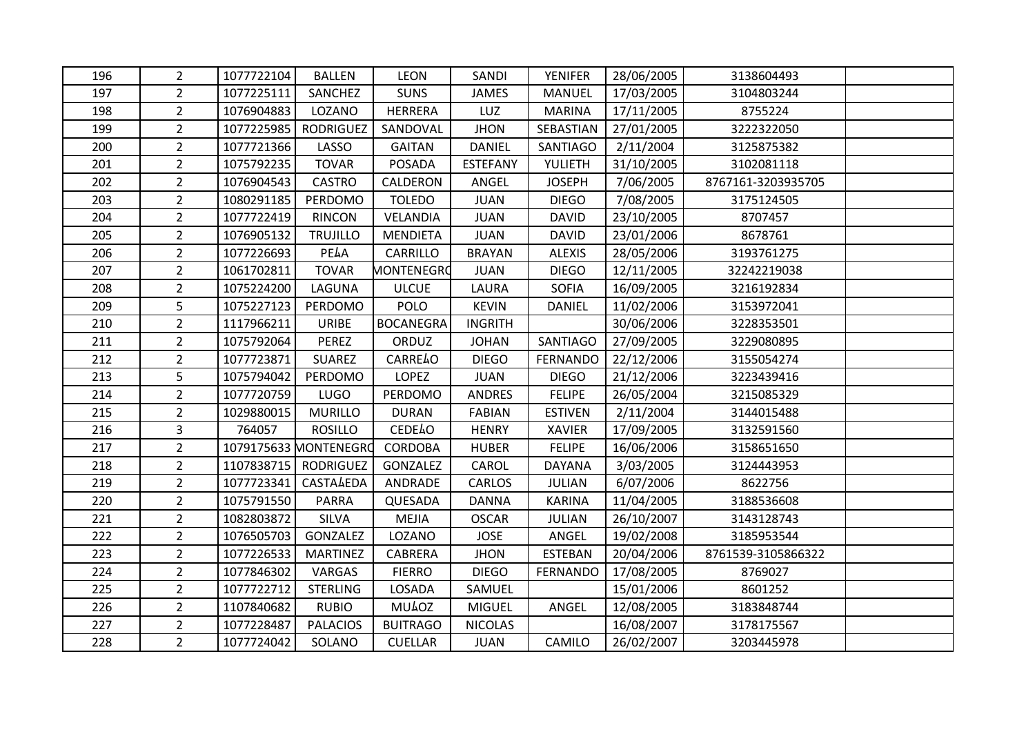| 196 | 2 | 1077722104 | BALLEN | LEON | SANDI | YENIFER | 28/06/2005 | 3138604493 | |
|---|---|---|---|---|---|---|---|---|---|
| 197 | 2 | 1077225111 | SANCHEZ | SUNS | JAMES | MANUEL | 17/03/2005 | 3104803244 | |
| 198 | 2 | 1076904883 | LOZANO | HERRERA | LUZ | MARINA | 17/11/2005 | 8755224 | |
| 199 | 2 | 1077225985 | RODRIGUEZ | SANDOVAL | JHON | SEBASTIAN | 27/01/2005 | 3222322050 | |
| 200 | 2 | 1077721366 | LASSO | GAITAN | DANIEL | SANTIAGO | 2/11/2004 | 3125875382 | |
| 201 | 2 | 1075792235 | TOVAR | POSADA | ESTEFANY | YULIETH | 31/10/2005 | 3102081118 | |
| 202 | 2 | 1076904543 | CASTRO | CALDERON | ANGEL | JOSEPH | 7/06/2005 | 8767161-3203935705 | |
| 203 | 2 | 1080291185 | PERDOMO | TOLEDO | JUAN | DIEGO | 7/08/2005 | 3175124505 | |
| 204 | 2 | 1077722419 | RINCON | VELANDIA | JUAN | DAVID | 23/10/2005 | 8707457 | |
| 205 | 2 | 1076905132 | TRUJILLO | MENDIETA | JUAN | DAVID | 23/01/2006 | 8678761 | |
| 206 | 2 | 1077226693 | PE╗A | CARRILLO | BRAYAN | ALEXIS | 28/05/2006 | 3193761275 | |
| 207 | 2 | 1061702811 | TOVAR | MONTENEGRO | JUAN | DIEGO | 12/11/2005 | 32242219038 | |
| 208 | 2 | 1075224200 | LAGUNA | ULCUE | LAURA | SOFIA | 16/09/2005 | 3216192834 | |
| 209 | 5 | 1075227123 | PERDOMO | POLO | KEVIN | DANIEL | 11/02/2006 | 3153972041 | |
| 210 | 2 | 1117966211 | URIBE | BOCANEGRA | INGRITH | | 30/06/2006 | 3228353501 | |
| 211 | 2 | 1075792064 | PEREZ | ORDUZ | JOHAN | SANTIAGO | 27/09/2005 | 3229080895 | |
| 212 | 2 | 1077723871 | SUAREZ | CARRE╗O | DIEGO | FERNANDO | 22/12/2006 | 3155054274 | |
| 213 | 5 | 1075794042 | PERDOMO | LOPEZ | JUAN | DIEGO | 21/12/2006 | 3223439416 | |
| 214 | 2 | 1077720759 | LUGO | PERDOMO | ANDRES | FELIPE | 26/05/2004 | 3215085329 | |
| 215 | 2 | 1029880015 | MURILLO | DURAN | FABIAN | ESTIVEN | 2/11/2004 | 3144015488 | |
| 216 | 3 | 764057 | ROSILLO | CEDE╗O | HENRY | XAVIER | 17/09/2005 | 3132591560 | |
| 217 | 2 | 1079175633 | MONTENEGRO | CORDOBA | HUBER | FELIPE | 16/06/2006 | 3158651650 | |
| 218 | 2 | 1107838715 | RODRIGUEZ | GONZALEZ | CAROL | DAYANA | 3/03/2005 | 3124443953 | |
| 219 | 2 | 1077723341 | CASTA╗EDA | ANDRADE | CARLOS | JULIAN | 6/07/2006 | 8622756 | |
| 220 | 2 | 1075791550 | PARRA | QUESADA | DANNA | KARINA | 11/04/2005 | 3188536608 | |
| 221 | 2 | 1082803872 | SILVA | MEJIA | OSCAR | JULIAN | 26/10/2007 | 3143128743 | |
| 222 | 2 | 1076505703 | GONZALEZ | LOZANO | JOSE | ANGEL | 19/02/2008 | 3185953544 | |
| 223 | 2 | 1077226533 | MARTINEZ | CABRERA | JHON | ESTEBAN | 20/04/2006 | 8761539-3105866322 | |
| 224 | 2 | 1077846302 | VARGAS | FIERRO | DIEGO | FERNANDO | 17/08/2005 | 8769027 | |
| 225 | 2 | 1077722712 | STERLING | LOSADA | SAMUEL | | 15/01/2006 | 8601252 | |
| 226 | 2 | 1107840682 | RUBIO | MU╗OZ | MIGUEL | ANGEL | 12/08/2005 | 3183848744 | |
| 227 | 2 | 1077228487 | PALACIOS | BUITRAGO | NICOLAS | | 16/08/2007 | 3178175567 | |
| 228 | 2 | 1077724042 | SOLANO | CUELLAR | JUAN | CAMILO | 26/02/2007 | 3203445978 | |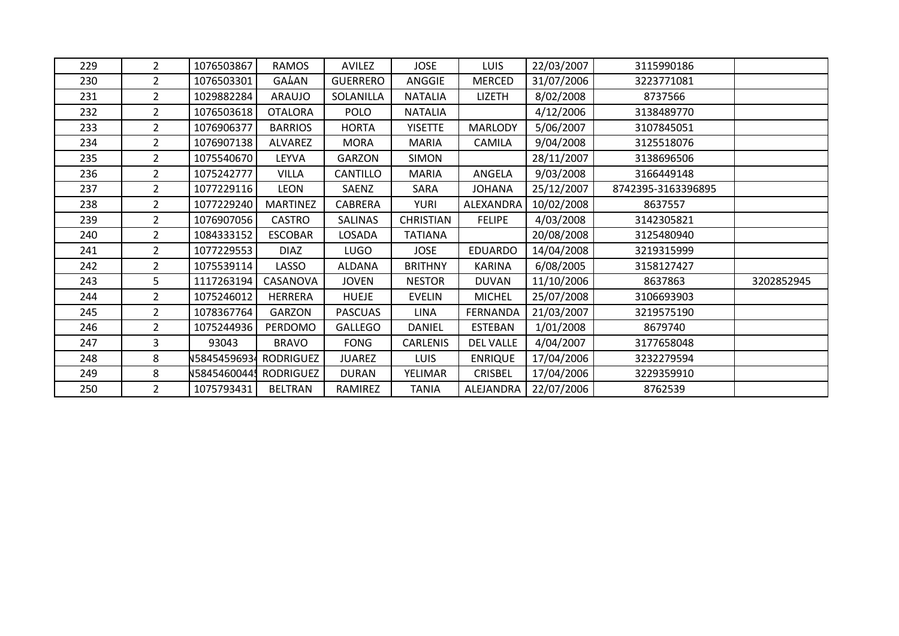| | | | | | | | | | |
|---|---|---|---|---|---|---|---|---|---|
| 229 | 2 | 1076503867 | RAMOS | AVILEZ | JOSE | LUIS | 22/03/2007 | 3115990186 | |
| 230 | 2 | 1076503301 | GALAN | GUERRERO | ANGGIE | MERCED | 31/07/2006 | 3223771081 | |
| 231 | 2 | 1029882284 | ARAUJO | SOLANILLA | NATALIA | LIZETH | 8/02/2008 | 8737566 | |
| 232 | 2 | 1076503618 | OTALORA | POLO | NATALIA | | 4/12/2006 | 3138489770 | |
| 233 | 2 | 1076906377 | BARRIOS | HORTA | YISETTE | MARLODY | 5/06/2007 | 3107845051 | |
| 234 | 2 | 1076907138 | ALVAREZ | MORA | MARIA | CAMILA | 9/04/2008 | 3125518076 | |
| 235 | 2 | 1075540670 | LEYVA | GARZON | SIMON | | 28/11/2007 | 3138696506 | |
| 236 | 2 | 1075242777 | VILLA | CANTILLO | MARIA | ANGELA | 9/03/2008 | 3166449148 | |
| 237 | 2 | 1077229116 | LEON | SAENZ | SARA | JOHANA | 25/12/2007 | 8742395-3163396895 | |
| 238 | 2 | 1077229240 | MARTINEZ | CABRERA | YURI | ALEXANDRA | 10/02/2008 | 8637557 | |
| 239 | 2 | 1076907056 | CASTRO | SALINAS | CHRISTIAN | FELIPE | 4/03/2008 | 3142305821 | |
| 240 | 2 | 1084333152 | ESCOBAR | LOSADA | TATIANA | | 20/08/2008 | 3125480940 | |
| 241 | 2 | 1077229553 | DIAZ | LUGO | JOSE | EDUARDO | 14/04/2008 | 3219315999 | |
| 242 | 2 | 1075539114 | LASSO | ALDANA | BRITHNY | KARINA | 6/08/2005 | 3158127427 | |
| 243 | 5 | 1117263194 | CASANOVA | JOVEN | NESTOR | DUVAN | 11/10/2006 | 8637863 | 3202852945 |
| 244 | 2 | 1075246012 | HERRERA | HUEJE | EVELIN | MICHEL | 25/07/2008 | 3106693903 | |
| 245 | 2 | 1078367764 | GARZON | PASCUAS | LINA | FERNANDA | 21/03/2007 | 3219575190 | |
| 246 | 2 | 1075244936 | PERDOMO | GALLEGO | DANIEL | ESTEBAN | 1/01/2008 | 8679740 | |
| 247 | 3 | 93043 | BRAVO | FONG | CARLENIS | DEL VALLE | 4/04/2007 | 3177658048 | |
| 248 | 8 | V58454596934 | RODRIGUEZ | JUAREZ | LUIS | ENRIQUE | 17/04/2006 | 3232279594 | |
| 249 | 8 | V58454600449 | RODRIGUEZ | DURAN | YELIMAR | CRISBEL | 17/04/2006 | 3229359910 | |
| 250 | 2 | 1075793431 | BELTRAN | RAMIREZ | TANIA | ALEJANDRA | 22/07/2006 | 8762539 | |